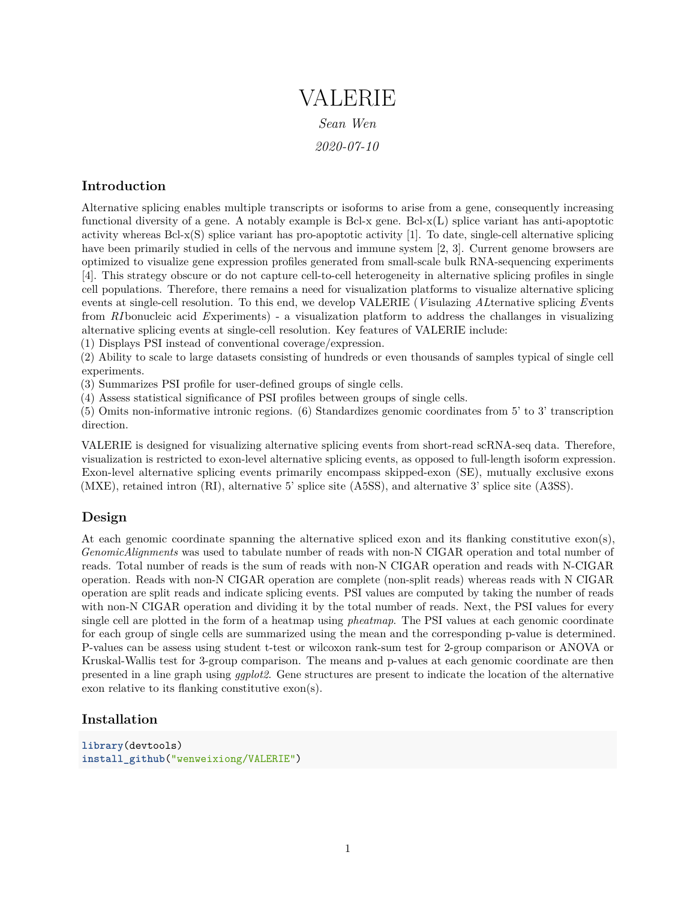# VALERIE

*Sean Wen*

*2020-07-10*

## Introduction

Alternative splicing enables multiple transcripts or isoforms to arise from a gene, consequently increasing functional diversity of a gene. A notably example is Bcl-x gene. Bcl-x(L) splice variant has anti-apoptotic activity whereas Bcl-x(S) splice variant has pro-apoptotic activity [1]. To date, single-cell alternative splicing have been primarily studied in cells of the nervous and immune system [2, 3]. Current genome browsers are optimized to visualize gene expression profiles generated from small-scale bulk RNA-sequencing experiments [4]. This strategy obscure or do not capture cell-to-cell heterogeneity in alternative splicing profiles in single cell populations. Therefore, there remains a need for visualization platforms to visualize alternative splicing events at single-cell resolution. To this end, we develop VALERIE (*V*isulazing *AL*ternative splicing *E*vents from *RI*bonucleic acid *E*xperiments) - a visualization platform to address the challanges in visualizing alternative splicing events at single-cell resolution. Key features of VALERIE include:
(1) Displays PSI instead of conventional coverage/expression.
(2) Ability to scale to large datasets consisting of hundreds or even thousands of samples typical of single cell experiments.
(3) Summarizes PSI profile for user-defined groups of single cells.
(4) Assess statistical significance of PSI profiles between groups of single cells.
(5) Omits non-informative intronic regions. (6) Standardizes genomic coordinates from 5' to 3' transcription direction.

VALERIE is designed for visualizing alternative splicing events from short-read scRNA-seq data. Therefore, visualization is restricted to exon-level alternative splicing events, as opposed to full-length isoform expression. Exon-level alternative splicing events primarily encompass skipped-exon (SE), mutually exclusive exons (MXE), retained intron (RI), alternative 5' splice site (A5SS), and alternative 3' splice site (A3SS).

## Design

At each genomic coordinate spanning the alternative spliced exon and its flanking constitutive exon(s), *GenomicAlignments* was used to tabulate number of reads with non-N CIGAR operation and total number of reads. Total number of reads is the sum of reads with non-N CIGAR operation and reads with N-CIGAR operation. Reads with non-N CIGAR operation are complete (non-split reads) whereas reads with N CIGAR operation are split reads and indicate splicing events. PSI values are computed by taking the number of reads with non-N CIGAR operation and dividing it by the total number of reads. Next, the PSI values for every single cell are plotted in the form of a heatmap using *pheatmap*. The PSI values at each genomic coordinate for each group of single cells are summarized using the mean and the corresponding p-value is determined. P-values can be assess using student t-test or wilcoxon rank-sum test for 2-group comparison or ANOVA or Kruskal-Wallis test for 3-group comparison. The means and p-values at each genomic coordinate are then presented in a line graph using *ggplot2*. Gene structures are present to indicate the location of the alternative exon relative to its flanking constitutive exon(s).

## Installation

```
library(devtools)
install_github("wenweixiong/VALERIE")
```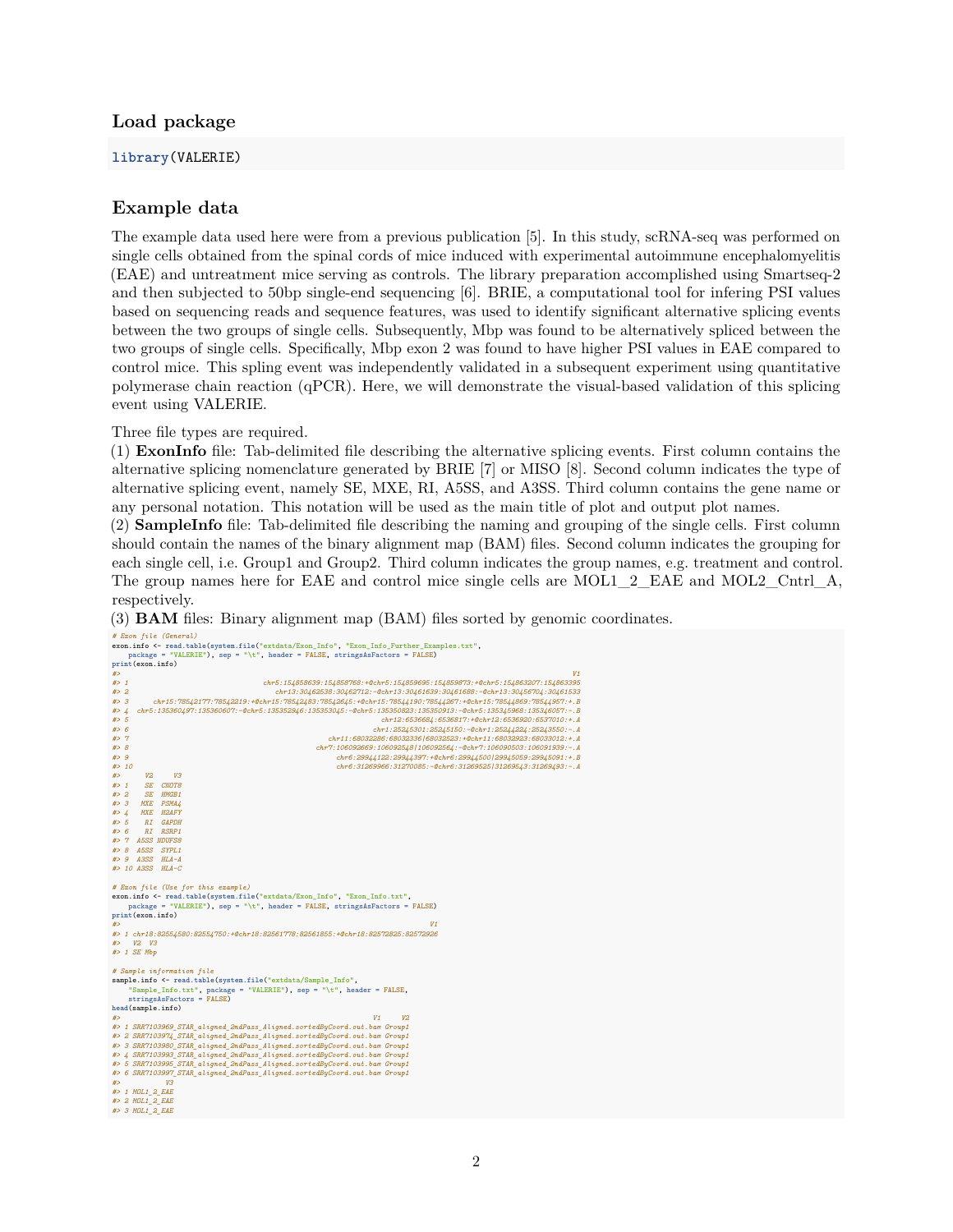### Load package

```
library(VALERIE)
```

### Example data

The example data used here were from a previous publication [5]. In this study, scRNA-seq was performed on single cells obtained from the spinal cords of mice induced with experimental autoimmune encephalomyelitis (EAE) and untreatment mice serving as controls. The library preparation accomplished using Smartseq-2 and then subjected to 50bp single-end sequencing [6]. BRIE, a computational tool for infering PSI values based on sequencing reads and sequence features, was used to identify significant alternative splicing events between the two groups of single cells. Subsequently, Mbp was found to be alternatively spliced between the two groups of single cells. Specifically, Mbp exon 2 was found to have higher PSI values in EAE compared to control mice. This spling event was independently validated in a subsequent experiment using quantitative polymerase chain reaction (qPCR). Here, we will demonstrate the visual-based validation of this splicing event using VALERIE.

Three file types are required.
(1) **ExonInfo** file: Tab-delimited file describing the alternative splicing events. First column contains the alternative splicing nomenclature generated by BRIE [7] or MISO [8]. Second column indicates the type of alternative splicing event, namely SE, MXE, RI, A5SS, and A3SS. Third column contains the gene name or any personal notation. This notation will be used as the main title of plot and output plot names.
(2) **SampleInfo** file: Tab-delimited file describing the naming and grouping of the single cells. First column should contain the names of the binary alignment map (BAM) files. Second column indicates the grouping for each single cell, i.e. Group1 and Group2. Third column indicates the group names, e.g. treatment and control. The group names here for EAE and control mice single cells are MOL1_2_EAE and MOL2_Cntrl_A, respectively.
(3) **BAM** files: Binary alignment map (BAM) files sorted by genomic coordinates.

```
# Exon file (General)
exon.info <- read.table(system.file("extdata/Exon_Info", "Exon_Info_Further_Examples.txt",
    package = "VALERIE"), sep = "\t", header = FALSE, stringsAsFactors = FALSE)
print(exon.info)
#>                                                                                       V1
#> 1                                  chr5:154858639:154858768:+@chr5:154859695:154859873:+@chr5:154863207:154863395
#> 2                                      chr13:30462538:30462712:-@chr13:30461639:30461688:-@chr13:30456704:30461533
#> 3       chr15:78542177:78542219:+@chr15:78542483:78542645:+@chr15:78544190:78544267:+@chr15:78544869:78544957:+.B
#> 4   chr5:135360497:135360607:-@chr5:135352946:135353045:-@chr5:135350823:135350913:-@chr5:135345968:135346057:-.B
#> 5                                                           chr12:6536684:6536817:+@chr12:6536920:6537010:+.A
#> 6                                                          chr1:25245301:25245150:-@chr1:25244224:25243550:-.A
#> 7                                               chr11:68032286:68032336|68032523:+@chr11:68032923:68033012:+.A
#> 8                                             chr7:106092669:106092548|106092564:-@chr7:106090503:106091939:-.A
#> 9                                                chr6:29944122:29944397:+@chr6:29944500|29945059:29945091:+.B
#> 10                                               chr6:31269966:31270085:-@chr6:31269525|31269543:31269493:-.A
#>      V2     V3
#> 1    SE  CNOT8
#> 2    SE  HMGB1
#> 3   MXE  PSMA4
#> 4   MXE  H2AFY
#> 5    RI  GAPDH
#> 6    RI  RSRP1
#> 7  A5SS NDUFS8
#> 8  A5SS  SYPL1
#> 9  A3SS  HLA-A
#> 10 A3SS  HLA-C

# Exon file (Use for this example)
exon.info <- read.table(system.file("extdata/Exon_Info", "Exon_Info.txt",
    package = "VALERIE"), sep = "\t", header = FALSE, stringsAsFactors = FALSE)
print(exon.info)
#>                                                                            V1
#> 1 chr18:82554580:82554750:+@chr18:82561778:82561855:+@chr18:82572825:82572926
#>   V2  V3
#> 1 SE Mbp

# Sample information file
sample.info <- read.table(system.file("extdata/Sample_Info",
    "Sample_Info.txt", package = "VALERIE"), sep = "\t", header = FALSE,
    stringsAsFactors = FALSE)
head(sample.info)
#>                                                       V1     V2
#> 1 SRR7103969_STAR_aligned_2ndPass_Aligned.sortedByCoord.out.bam Group1
#> 2 SRR7103974_STAR_aligned_2ndPass_Aligned.sortedByCoord.out.bam Group1
#> 3 SRR7103980_STAR_aligned_2ndPass_Aligned.sortedByCoord.out.bam Group1
#> 4 SRR7103993_STAR_aligned_2ndPass_Aligned.sortedByCoord.out.bam Group1
#> 5 SRR7103995_STAR_aligned_2ndPass_Aligned.sortedByCoord.out.bam Group1
#> 6 SRR7103997_STAR_aligned_2ndPass_Aligned.sortedByCoord.out.bam Group1
#>           V3
#> 1 MOL1_2_EAE
#> 2 MOL1_2_EAE
#> 3 MOL1_2_EAE
```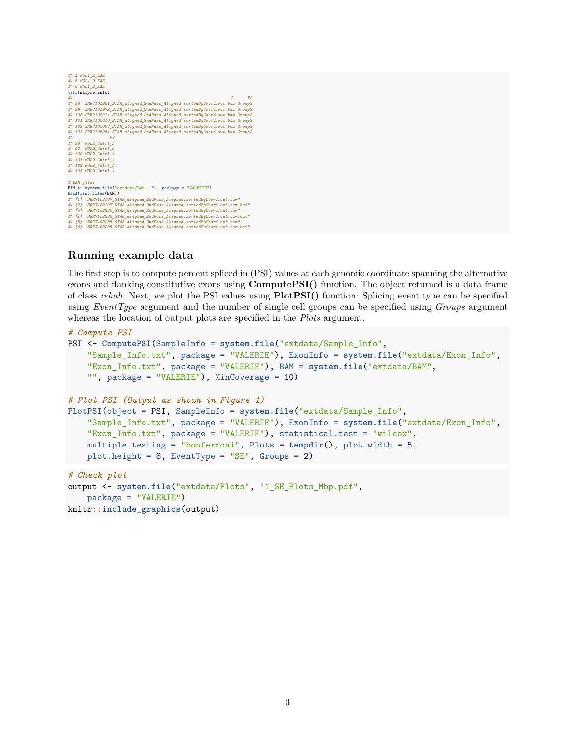```
#> 4 MOL1_2_EAE
#> 5 MOL1_2_EAE
#> 6 MOL1_2_EAE
tail(sample.info)
#>                                                               V1     V2
#> 98  SRR7104861_STAR_aligned_2ndPass_Aligned.sortedByCoord.out.bam Group2
#> 99  SRR7104972_STAR_aligned_2ndPass_Aligned.sortedByCoord.out.bam Group2
#> 100 SRR7105011_STAR_aligned_2ndPass_Aligned.sortedByCoord.out.bam Group2
#> 101 SRR7105040_STAR_aligned_2ndPass_Aligned.sortedByCoord.out.bam Group2
#> 102 SRR7105057_STAR_aligned_2ndPass_Aligned.sortedByCoord.out.bam Group2
#> 103 SRR7105061_STAR_aligned_2ndPass_Aligned.sortedByCoord.out.bam Group2
#>              V3
#> 98  MOL2_Cntrl_A
#> 99  MOL2_Cntrl_A
#> 100 MOL2_Cntrl_A
#> 101 MOL2_Cntrl_A
#> 102 MOL2_Cntrl_A
#> 103 MOL2_Cntrl_A

# BAM files
BAM <- system.file("extdata/BAM", "", package = "VALERIE")
head(list.files(BAM))
#> [1] "SRR7103107_STAR_aligned_2ndPass_Aligned.sortedByCoord.out.bam"
#> [2] "SRR7103107_STAR_aligned_2ndPass_Aligned.sortedByCoord.out.bam.bai"
#> [3] "SRR7103235_STAR_aligned_2ndPass_Aligned.sortedByCoord.out.bam"
#> [4] "SRR7103235_STAR_aligned_2ndPass_Aligned.sortedByCoord.out.bam.bai"
#> [5] "SRR7103236_STAR_aligned_2ndPass_Aligned.sortedByCoord.out.bam"
#> [6] "SRR7103236_STAR_aligned_2ndPass_Aligned.sortedByCoord.out.bam.bai"
```

## Running example data

The first step is to compute percent spliced in (PSI) values at each genomic coordinate spanning the alternative exons and flanking constitutive exons using **ComputePSI()** function. The object returned is a data frame of class *rehab*. Next, we plot the PSI values using **PlotPSI()** function: Splicing event type can be specified using *EventType* argument and the number of single cell groups can be specified using *Groups* argument whereas the location of output plots are specified in the *Plots* argument.

```
# Compute PSI
PSI <- ComputePSI(SampleInfo = system.file("extdata/Sample_Info",
    "Sample_Info.txt", package = "VALERIE"), ExonInfo = system.file("extdata/Exon_Info",
    "Exon_Info.txt", package = "VALERIE"), BAM = system.file("extdata/BAM",
    "", package = "VALERIE"), MinCoverage = 10)

# Plot PSI (Output as shown in Figure 1)
PlotPSI(object = PSI, SampleInfo = system.file("extdata/Sample_Info",
    "Sample_Info.txt", package = "VALERIE"), ExonInfo = system.file("extdata/Exon_Info",
    "Exon_Info.txt", package = "VALERIE"), statistical.test = "wilcox",
    multiple.testing = "bonferroni", Plots = tempdir(), plot.width = 5,
    plot.height = 8, EventType = "SE", Groups = 2)
```

```
# Check plot
output <- system.file("extdata/Plots", "1_SE_Plots_Mbp.pdf",
    package = "VALERIE")
knitr::include_graphics(output)
```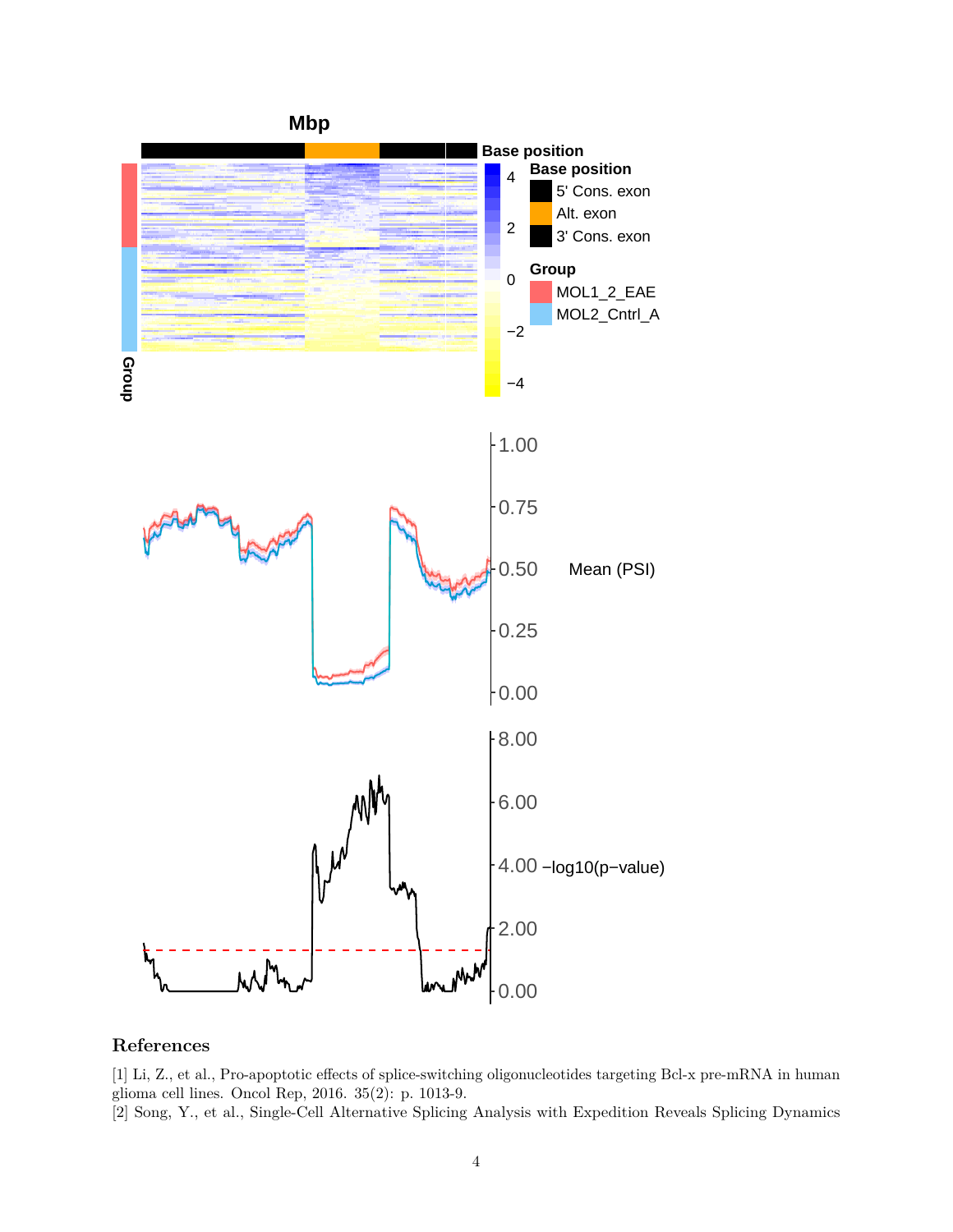## References

[1] Li, Z., et al., Pro-apoptotic effects of splice-switching oligonucleotides targeting Bcl-x pre-mRNA in human glioma cell lines. Oncol Rep, 2016. 35(2): p. 1013-9.
[2] Song, Y., et al., Single-Cell Alternative Splicing Analysis with Expedition Reveals Splicing Dynamics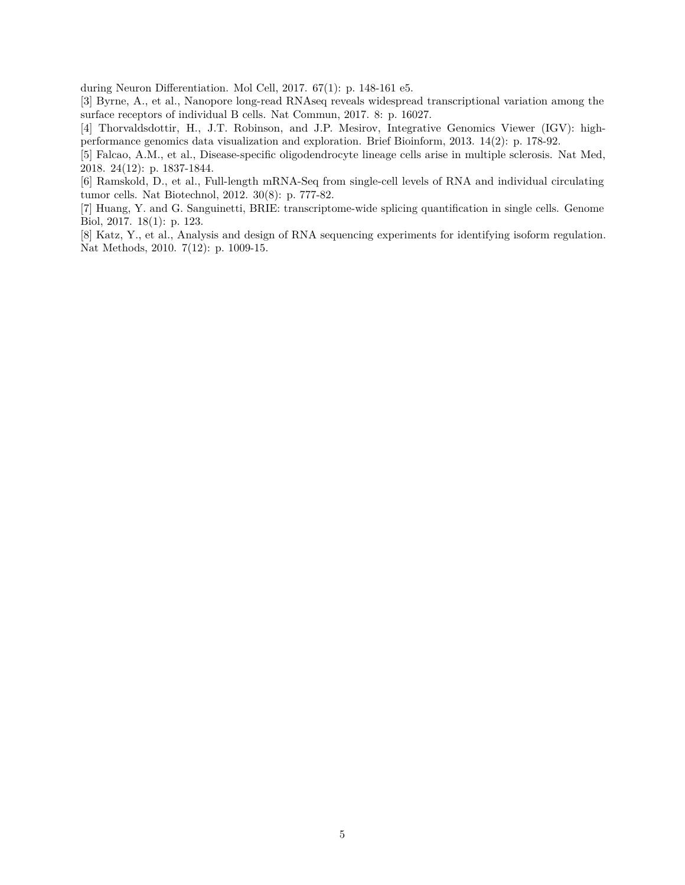during Neuron Differentiation. Mol Cell, 2017. 67(1): p. 148-161 e5.

[3] Byrne, A., et al., Nanopore long-read RNAseq reveals widespread transcriptional variation among the surface receptors of individual B cells. Nat Commun, 2017. 8: p. 16027.

[4] Thorvaldsdottir, H., J.T. Robinson, and J.P. Mesirov, Integrative Genomics Viewer (IGV): high-performance genomics data visualization and exploration. Brief Bioinform, 2013. 14(2): p. 178-92.

[5] Falcao, A.M., et al., Disease-specific oligodendrocyte lineage cells arise in multiple sclerosis. Nat Med, 2018. 24(12): p. 1837-1844.

[6] Ramskold, D., et al., Full-length mRNA-Seq from single-cell levels of RNA and individual circulating tumor cells. Nat Biotechnol, 2012. 30(8): p. 777-82.

[7] Huang, Y. and G. Sanguinetti, BRIE: transcriptome-wide splicing quantification in single cells. Genome Biol, 2017. 18(1): p. 123.

[8] Katz, Y., et al., Analysis and design of RNA sequencing experiments for identifying isoform regulation. Nat Methods, 2010. 7(12): p. 1009-15.